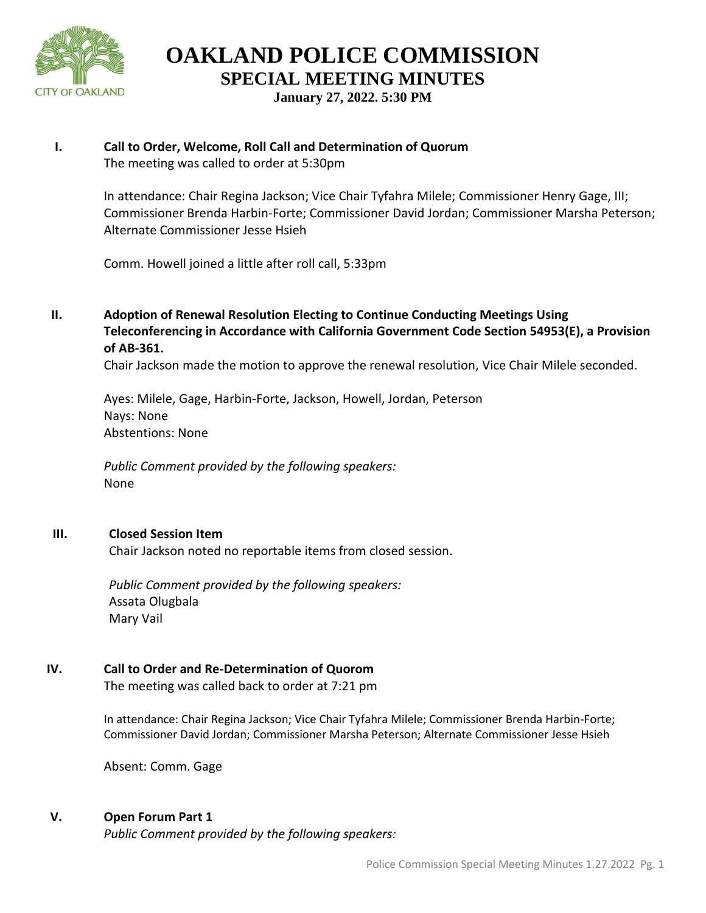# OAKLAND POLICE COMMISSION

## SPECIAL MEETING MINUTES

**January 27, 2022. 5:30 PM**

**I. Call to Order, Welcome, Roll Call and Determination of Quorum**

The meeting was called to order at 5:30pm

In attendance: Chair Regina Jackson; Vice Chair Tyfahra Milele; Commissioner Henry Gage, III; Commissioner Brenda Harbin-Forte; Commissioner David Jordan; Commissioner Marsha Peterson; Alternate Commissioner Jesse Hsieh

Comm. Howell joined a little after roll call, 5:33pm

**II. Adoption of Renewal Resolution Electing to Continue Conducting Meetings Using Teleconferencing in Accordance with California Government Code Section 54953(E), a Provision of AB-361.**

Chair Jackson made the motion to approve the renewal resolution, Vice Chair Milele seconded.

Ayes: Milele, Gage, Harbin-Forte, Jackson, Howell, Jordan, Peterson
Nays: None
Abstentions: None

*Public Comment provided by the following speakers:*
None

**III. Closed Session Item**

Chair Jackson noted no reportable items from closed session.

*Public Comment provided by the following speakers:*
Assata Olugbala
Mary Vail

**IV. Call to Order and Re-Determination of Quorom**

The meeting was called back to order at 7:21 pm

In attendance: Chair Regina Jackson; Vice Chair Tyfahra Milele; Commissioner Brenda Harbin-Forte; Commissioner David Jordan; Commissioner Marsha Peterson; Alternate Commissioner Jesse Hsieh

Absent: Comm. Gage

**V. Open Forum Part 1**

*Public Comment provided by the following speakers:*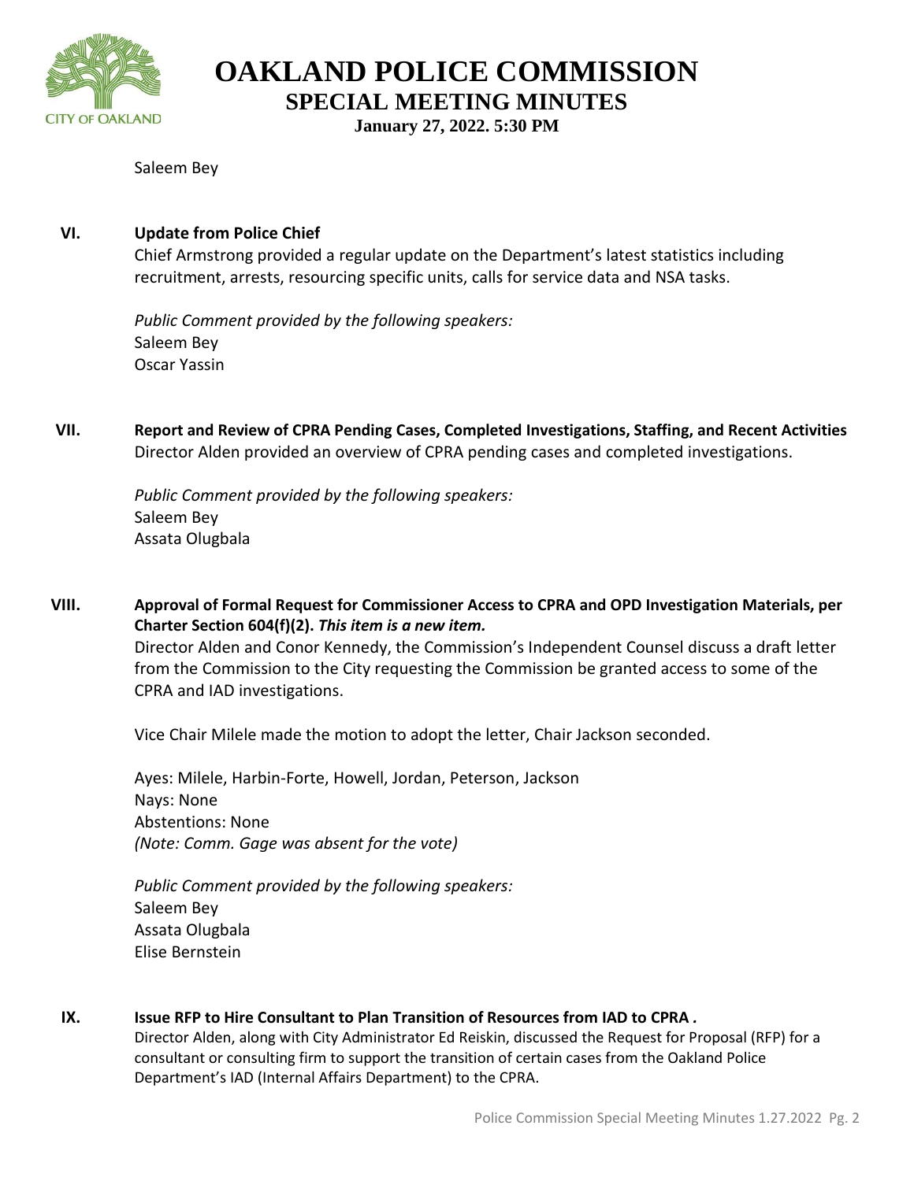Saleem Bey

**VI. Update from Police Chief**

Chief Armstrong provided a regular update on the Department's latest statistics including recruitment, arrests, resourcing specific units, calls for service data and NSA tasks.

*Public Comment provided by the following speakers:*
Saleem Bey
Oscar Yassin

**VII. Report and Review of CPRA Pending Cases, Completed Investigations, Staffing, and Recent Activities**

Director Alden provided an overview of CPRA pending cases and completed investigations.

*Public Comment provided by the following speakers:*
Saleem Bey
Assata Olugbala

**VIII. Approval of Formal Request for Commissioner Access to CPRA and OPD Investigation Materials, per Charter Section 604(f)(2).** ***This item is a new item.***

Director Alden and Conor Kennedy, the Commission's Independent Counsel discuss a draft letter from the Commission to the City requesting the Commission be granted access to some of the CPRA and IAD investigations.

Vice Chair Milele made the motion to adopt the letter, Chair Jackson seconded.

Ayes: Milele, Harbin-Forte, Howell, Jordan, Peterson, Jackson
Nays: None
Abstentions: None
*(Note: Comm. Gage was absent for the vote)*

*Public Comment provided by the following speakers:*
Saleem Bey
Assata Olugbala
Elise Bernstein

**IX. Issue RFP to Hire Consultant to Plan Transition of Resources from IAD to CPRA .**

Director Alden, along with City Administrator Ed Reiskin, discussed the Request for Proposal (RFP) for a consultant or consulting firm to support the transition of certain cases from the Oakland Police Department's IAD (Internal Affairs Department) to the CPRA.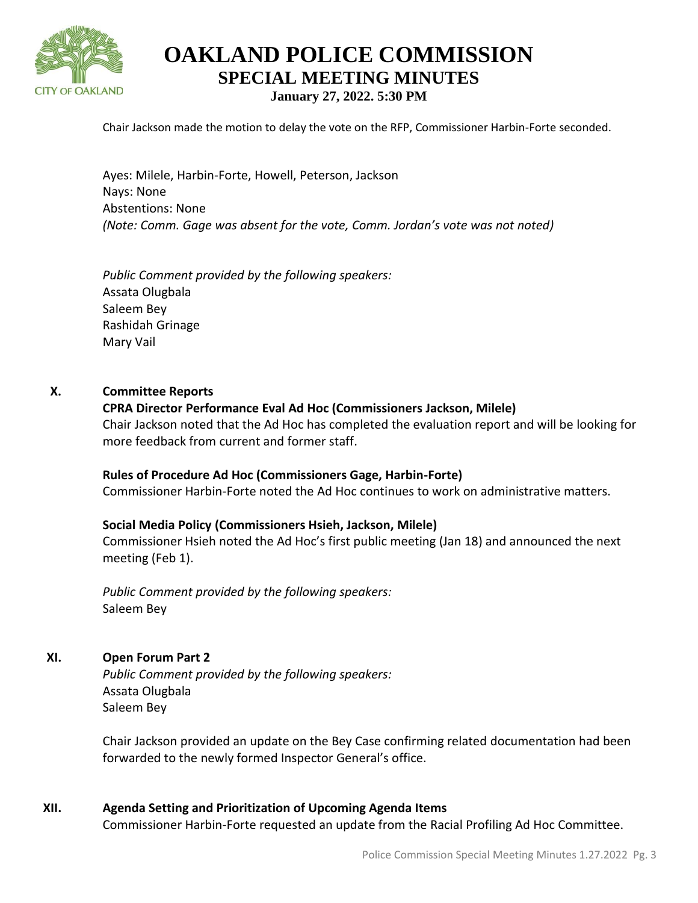Chair Jackson made the motion to delay the vote on the RFP, Commissioner Harbin-Forte seconded.

Ayes: Milele, Harbin-Forte, Howell, Peterson, Jackson
Nays: None
Abstentions: None
*(Note: Comm. Gage was absent for the vote, Comm. Jordan's vote was not noted)*

*Public Comment provided by the following speakers:*
Assata Olugbala
Saleem Bey
Rashidah Grinage
Mary Vail

## X. Committee Reports

**CPRA Director Performance Eval Ad Hoc (Commissioners Jackson, Milele)**
Chair Jackson noted that the Ad Hoc has completed the evaluation report and will be looking for more feedback from current and former staff.

**Rules of Procedure Ad Hoc (Commissioners Gage, Harbin-Forte)**
Commissioner Harbin-Forte noted the Ad Hoc continues to work on administrative matters.

**Social Media Policy (Commissioners Hsieh, Jackson, Milele)**
Commissioner Hsieh noted the Ad Hoc's first public meeting (Jan 18) and announced the next meeting (Feb 1).

*Public Comment provided by the following speakers:*
Saleem Bey

## XI. Open Forum Part 2

*Public Comment provided by the following speakers:*
Assata Olugbala
Saleem Bey

Chair Jackson provided an update on the Bey Case confirming related documentation had been forwarded to the newly formed Inspector General's office.

## XII. Agenda Setting and Prioritization of Upcoming Agenda Items

Commissioner Harbin-Forte requested an update from the Racial Profiling Ad Hoc Committee.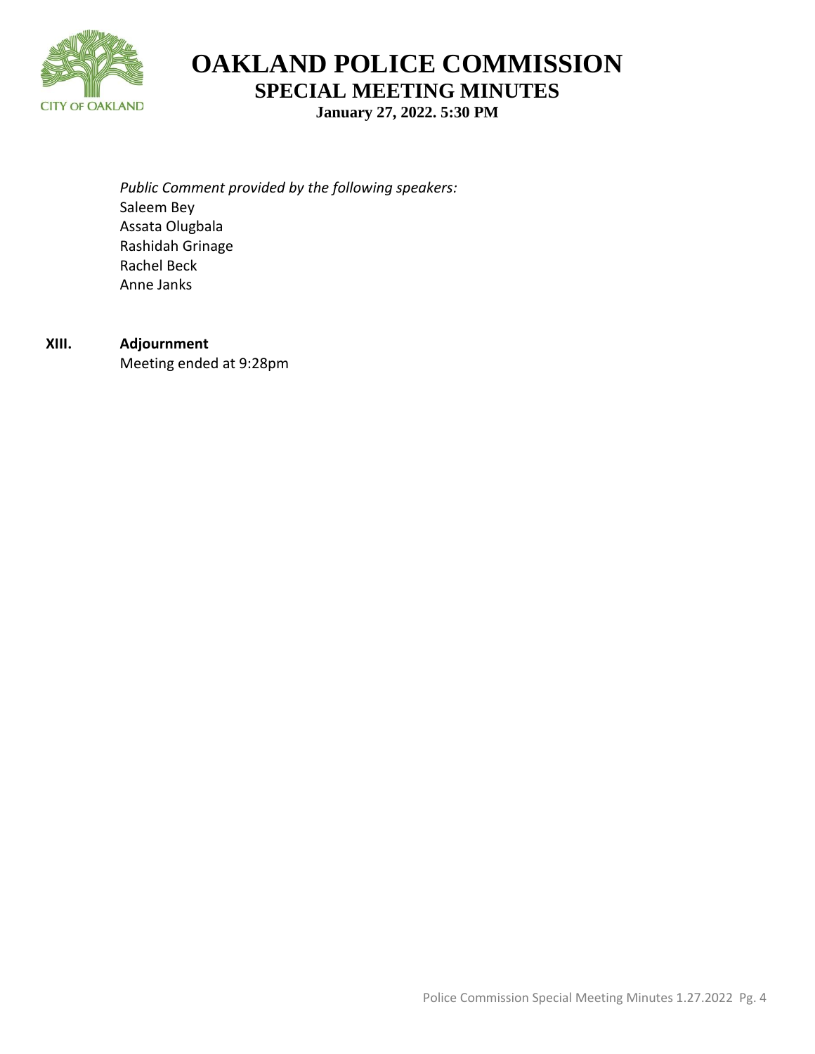# OAKLAND POLICE COMMISSION

## SPECIAL MEETING MINUTES

**January 27, 2022. 5:30 PM**

*Public Comment provided by the following speakers:*
Saleem Bey
Assata Olugbala
Rashidah Grinage
Rachel Beck
Anne Janks

**XIII. Adjournment**
Meeting ended at 9:28pm